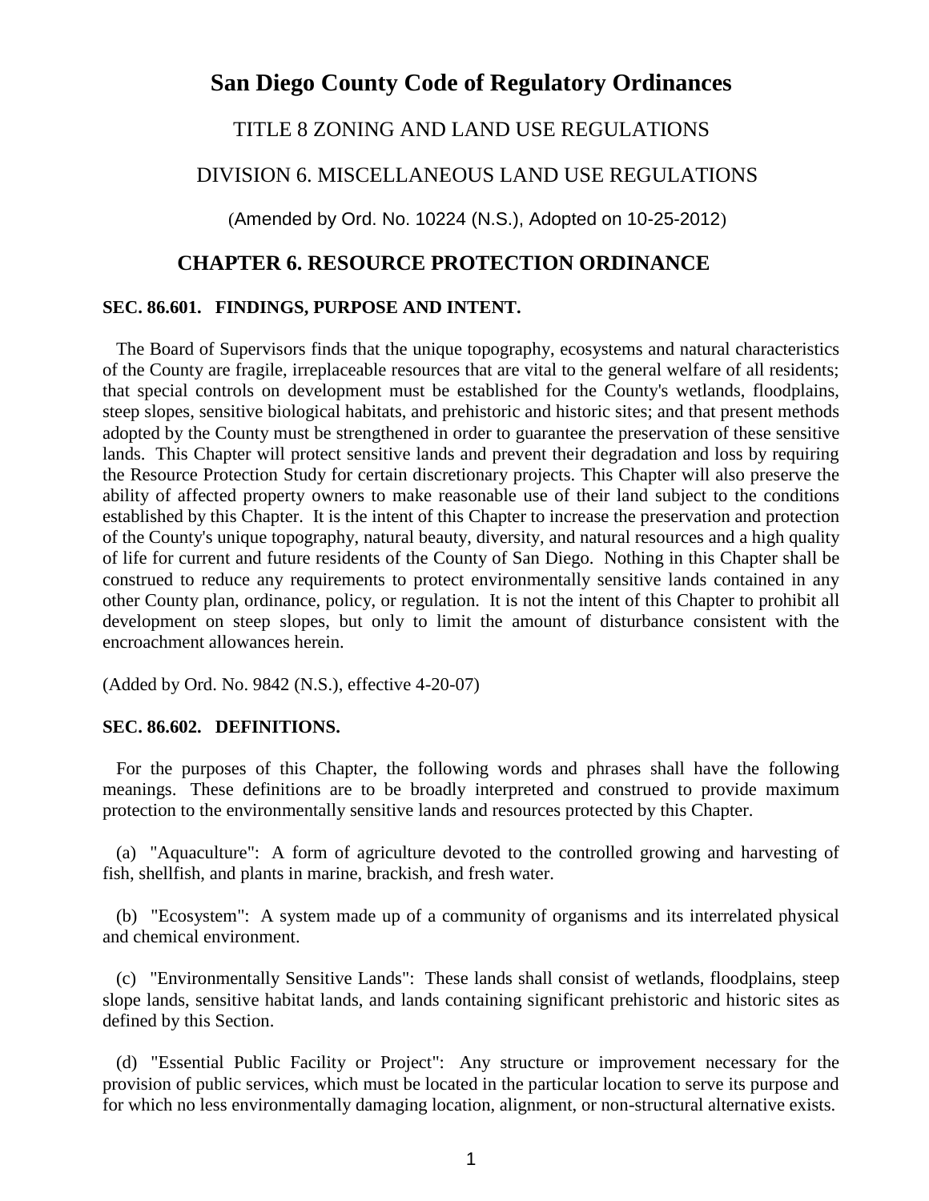# San Diego County Code of Regulatory Ordinances

## TITLE 8 ZONING AND LAND USE REGULATIONS

## DIVISION 6. MISCELLANEOUS LAND USE REGULATIONS

(Amended by Ord. No. 10224 (N.S.), Adopted on 10-25-2012)

## CHAPTER 6. RESOURCE PROTECTION ORDINANCE

### SEC. 86.601. FINDINGS, PURPOSE AND INTENT.

The Board of Supervisors finds that the unique topography, ecosystems and natural characteristics of the County are fragile, irreplaceable resources that are vital to the general welfare of all residents; that special controls on development must be established for the County's wetlands, floodplains, steep slopes, sensitive biological habitats, and prehistoric and historic sites; and that present methods adopted by the County must be strengthened in order to guarantee the preservation of these sensitive lands. This Chapter will protect sensitive lands and prevent their degradation and loss by requiring the Resource Protection Study for certain discretionary projects. This Chapter will also preserve the ability of affected property owners to make reasonable use of their land subject to the conditions established by this Chapter. It is the intent of this Chapter to increase the preservation and protection of the County's unique topography, natural beauty, diversity, and natural resources and a high quality of life for current and future residents of the County of San Diego. Nothing in this Chapter shall be construed to reduce any requirements to protect environmentally sensitive lands contained in any other County plan, ordinance, policy, or regulation. It is not the intent of this Chapter to prohibit all development on steep slopes, but only to limit the amount of disturbance consistent with the encroachment allowances herein.

(Added by Ord. No. 9842 (N.S.), effective 4-20-07)

### SEC. 86.602. DEFINITIONS.

For the purposes of this Chapter, the following words and phrases shall have the following meanings. These definitions are to be broadly interpreted and construed to provide maximum protection to the environmentally sensitive lands and resources protected by this Chapter.

(a) "Aquaculture": A form of agriculture devoted to the controlled growing and harvesting of fish, shellfish, and plants in marine, brackish, and fresh water.

(b) "Ecosystem": A system made up of a community of organisms and its interrelated physical and chemical environment.

(c) "Environmentally Sensitive Lands": These lands shall consist of wetlands, floodplains, steep slope lands, sensitive habitat lands, and lands containing significant prehistoric and historic sites as defined by this Section.

(d) "Essential Public Facility or Project": Any structure or improvement necessary for the provision of public services, which must be located in the particular location to serve its purpose and for which no less environmentally damaging location, alignment, or non-structural alternative exists.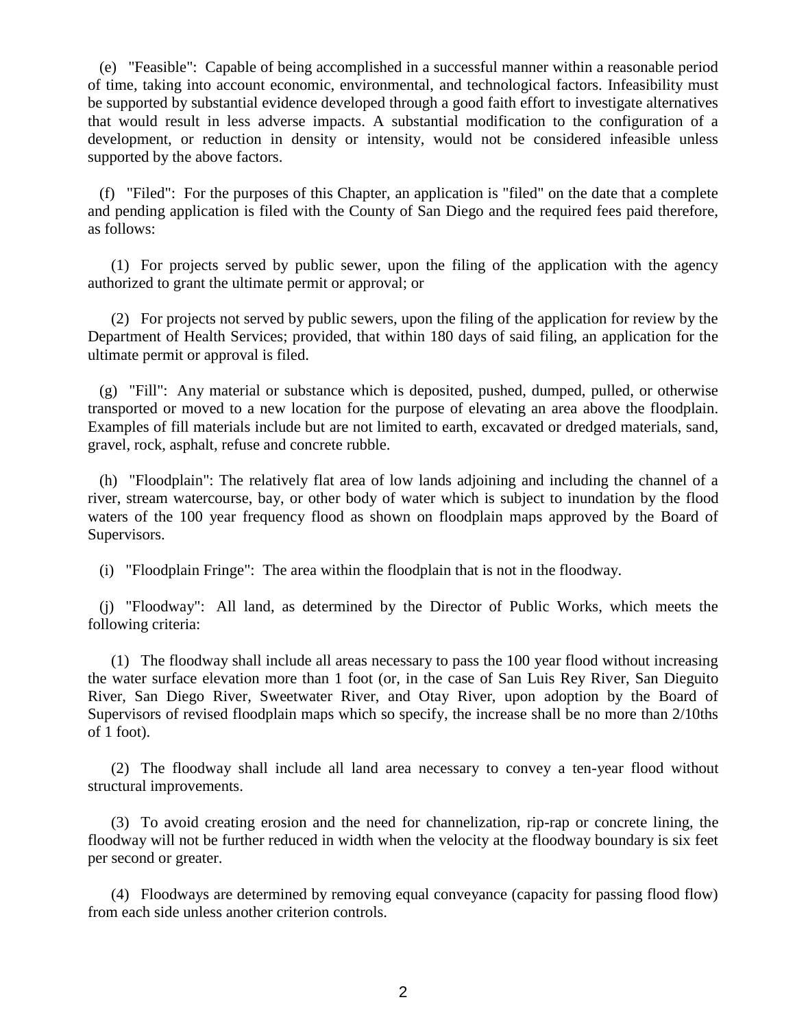(e) "Feasible": Capable of being accomplished in a successful manner within a reasonable period of time, taking into account economic, environmental, and technological factors. Infeasibility must be supported by substantial evidence developed through a good faith effort to investigate alternatives that would result in less adverse impacts. A substantial modification to the configuration of a development, or reduction in density or intensity, would not be considered infeasible unless supported by the above factors.

(f) "Filed": For the purposes of this Chapter, an application is "filed" on the date that a complete and pending application is filed with the County of San Diego and the required fees paid therefore, as follows:

(1) For projects served by public sewer, upon the filing of the application with the agency authorized to grant the ultimate permit or approval; or

(2) For projects not served by public sewers, upon the filing of the application for review by the Department of Health Services; provided, that within 180 days of said filing, an application for the ultimate permit or approval is filed.

(g) "Fill": Any material or substance which is deposited, pushed, dumped, pulled, or otherwise transported or moved to a new location for the purpose of elevating an area above the floodplain. Examples of fill materials include but are not limited to earth, excavated or dredged materials, sand, gravel, rock, asphalt, refuse and concrete rubble.

(h) "Floodplain": The relatively flat area of low lands adjoining and including the channel of a river, stream watercourse, bay, or other body of water which is subject to inundation by the flood waters of the 100 year frequency flood as shown on floodplain maps approved by the Board of Supervisors.

(i) "Floodplain Fringe": The area within the floodplain that is not in the floodway.

(j) "Floodway": All land, as determined by the Director of Public Works, which meets the following criteria:

(1) The floodway shall include all areas necessary to pass the 100 year flood without increasing the water surface elevation more than 1 foot (or, in the case of San Luis Rey River, San Dieguito River, San Diego River, Sweetwater River, and Otay River, upon adoption by the Board of Supervisors of revised floodplain maps which so specify, the increase shall be no more than 2/10ths of 1 foot).

(2) The floodway shall include all land area necessary to convey a ten-year flood without structural improvements.

(3) To avoid creating erosion and the need for channelization, rip-rap or concrete lining, the floodway will not be further reduced in width when the velocity at the floodway boundary is six feet per second or greater.

(4) Floodways are determined by removing equal conveyance (capacity for passing flood flow) from each side unless another criterion controls.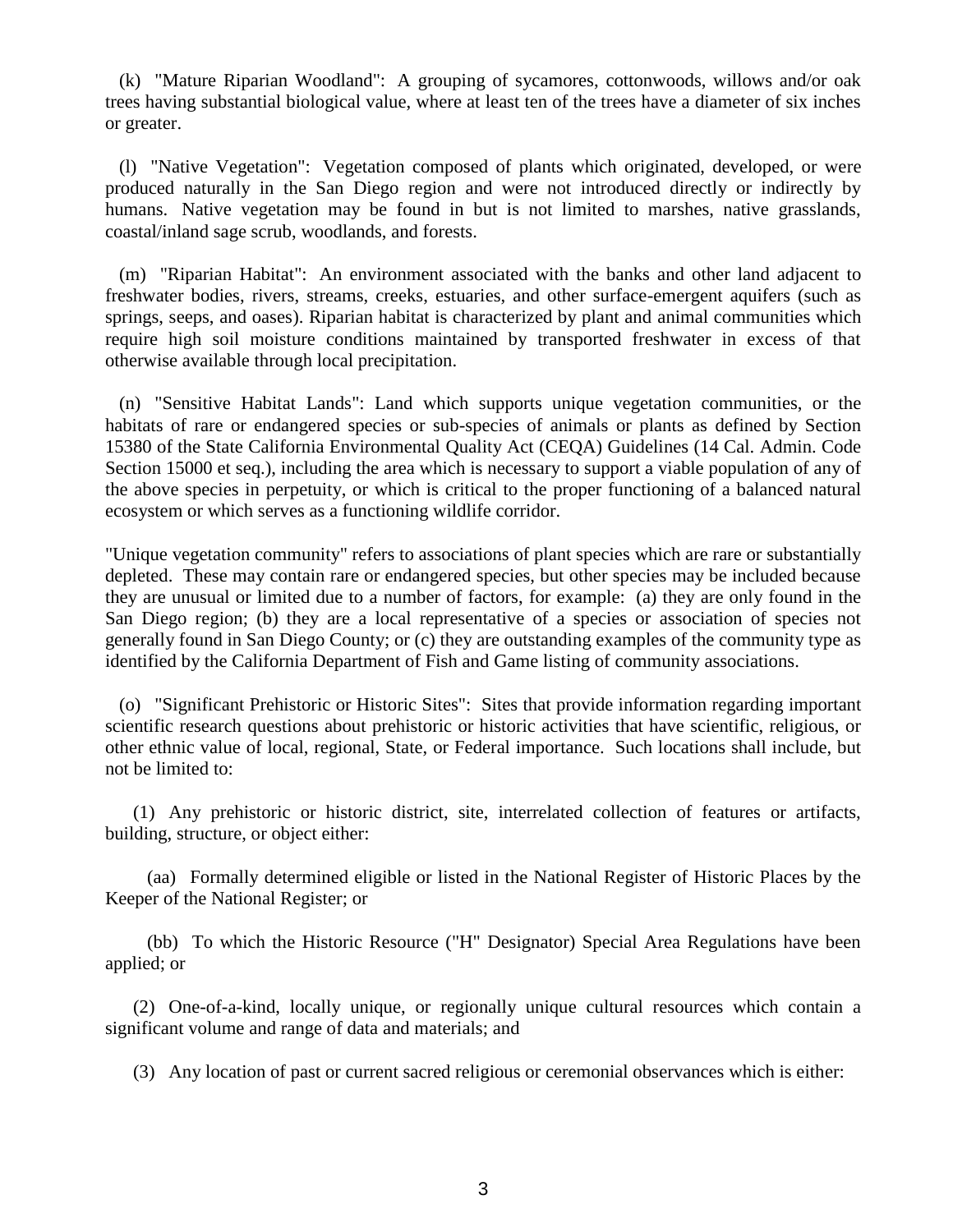(k) "Mature Riparian Woodland": A grouping of sycamores, cottonwoods, willows and/or oak trees having substantial biological value, where at least ten of the trees have a diameter of six inches or greater.

(l) "Native Vegetation": Vegetation composed of plants which originated, developed, or were produced naturally in the San Diego region and were not introduced directly or indirectly by humans. Native vegetation may be found in but is not limited to marshes, native grasslands, coastal/inland sage scrub, woodlands, and forests.

(m) "Riparian Habitat": An environment associated with the banks and other land adjacent to freshwater bodies, rivers, streams, creeks, estuaries, and other surface-emergent aquifers (such as springs, seeps, and oases). Riparian habitat is characterized by plant and animal communities which require high soil moisture conditions maintained by transported freshwater in excess of that otherwise available through local precipitation.

(n) "Sensitive Habitat Lands": Land which supports unique vegetation communities, or the habitats of rare or endangered species or sub-species of animals or plants as defined by Section 15380 of the State California Environmental Quality Act (CEQA) Guidelines (14 Cal. Admin. Code Section 15000 et seq.), including the area which is necessary to support a viable population of any of the above species in perpetuity, or which is critical to the proper functioning of a balanced natural ecosystem or which serves as a functioning wildlife corridor.

"Unique vegetation community" refers to associations of plant species which are rare or substantially depleted. These may contain rare or endangered species, but other species may be included because they are unusual or limited due to a number of factors, for example: (a) they are only found in the San Diego region; (b) they are a local representative of a species or association of species not generally found in San Diego County; or (c) they are outstanding examples of the community type as identified by the California Department of Fish and Game listing of community associations.

(o) "Significant Prehistoric or Historic Sites": Sites that provide information regarding important scientific research questions about prehistoric or historic activities that have scientific, religious, or other ethnic value of local, regional, State, or Federal importance. Such locations shall include, but not be limited to:

(1) Any prehistoric or historic district, site, interrelated collection of features or artifacts, building, structure, or object either:

(aa) Formally determined eligible or listed in the National Register of Historic Places by the Keeper of the National Register; or

(bb) To which the Historic Resource ("H" Designator) Special Area Regulations have been applied; or

(2) One-of-a-kind, locally unique, or regionally unique cultural resources which contain a significant volume and range of data and materials; and

(3) Any location of past or current sacred religious or ceremonial observances which is either: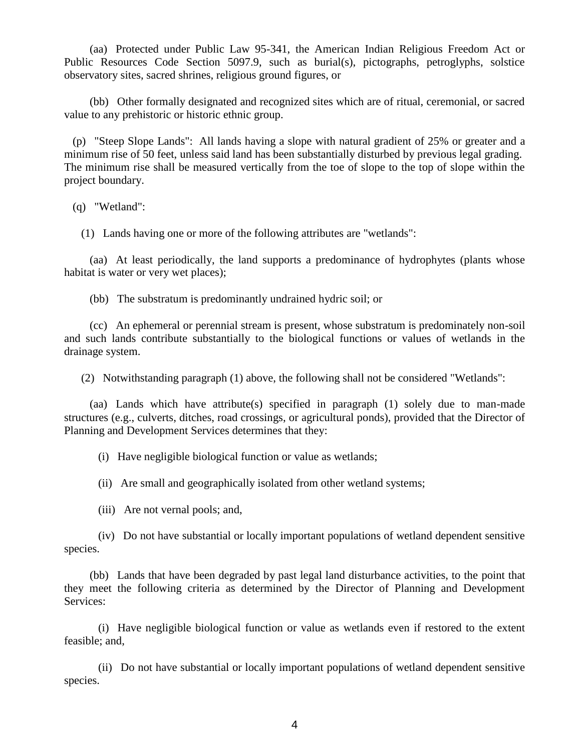(aa) Protected under Public Law 95-341, the American Indian Religious Freedom Act or Public Resources Code Section 5097.9, such as burial(s), pictographs, petroglyphs, solstice observatory sites, sacred shrines, religious ground figures, or

(bb) Other formally designated and recognized sites which are of ritual, ceremonial, or sacred value to any prehistoric or historic ethnic group.

(p) "Steep Slope Lands": All lands having a slope with natural gradient of 25% or greater and a minimum rise of 50 feet, unless said land has been substantially disturbed by previous legal grading. The minimum rise shall be measured vertically from the toe of slope to the top of slope within the project boundary.

(q) "Wetland":

(1) Lands having one or more of the following attributes are "wetlands":

(aa) At least periodically, the land supports a predominance of hydrophytes (plants whose habitat is water or very wet places);

(bb) The substratum is predominantly undrained hydric soil; or

(cc) An ephemeral or perennial stream is present, whose substratum is predominately non-soil and such lands contribute substantially to the biological functions or values of wetlands in the drainage system.

(2) Notwithstanding paragraph (1) above, the following shall not be considered "Wetlands":

(aa) Lands which have attribute(s) specified in paragraph (1) solely due to man-made structures (e.g., culverts, ditches, road crossings, or agricultural ponds), provided that the Director of Planning and Development Services determines that they:

(i) Have negligible biological function or value as wetlands;

(ii) Are small and geographically isolated from other wetland systems;

(iii) Are not vernal pools; and,

(iv) Do not have substantial or locally important populations of wetland dependent sensitive species.

(bb) Lands that have been degraded by past legal land disturbance activities, to the point that they meet the following criteria as determined by the Director of Planning and Development Services:

(i) Have negligible biological function or value as wetlands even if restored to the extent feasible; and,

(ii) Do not have substantial or locally important populations of wetland dependent sensitive species.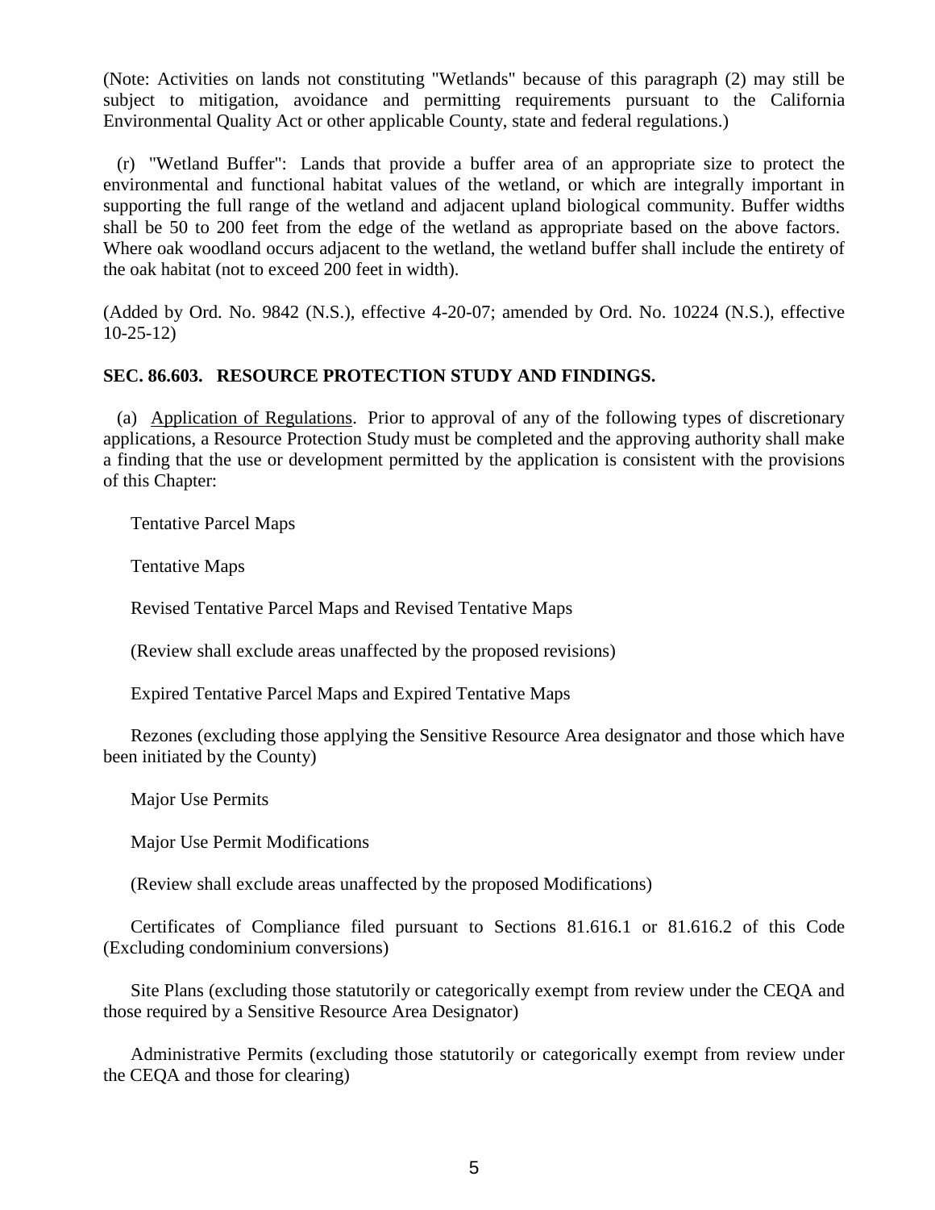(Note: Activities on lands not constituting "Wetlands" because of this paragraph (2) may still be subject to mitigation, avoidance and permitting requirements pursuant to the California Environmental Quality Act or other applicable County, state and federal regulations.)

(r) "Wetland Buffer": Lands that provide a buffer area of an appropriate size to protect the environmental and functional habitat values of the wetland, or which are integrally important in supporting the full range of the wetland and adjacent upland biological community. Buffer widths shall be 50 to 200 feet from the edge of the wetland as appropriate based on the above factors. Where oak woodland occurs adjacent to the wetland, the wetland buffer shall include the entirety of the oak habitat (not to exceed 200 feet in width).

(Added by Ord. No. 9842 (N.S.), effective 4-20-07; amended by Ord. No. 10224 (N.S.), effective 10-25-12)

**SEC. 86.603. RESOURCE PROTECTION STUDY AND FINDINGS.**

(a) Application of Regulations. Prior to approval of any of the following types of discretionary applications, a Resource Protection Study must be completed and the approving authority shall make a finding that the use or development permitted by the application is consistent with the provisions of this Chapter:

Tentative Parcel Maps

Tentative Maps

Revised Tentative Parcel Maps and Revised Tentative Maps

(Review shall exclude areas unaffected by the proposed revisions)

Expired Tentative Parcel Maps and Expired Tentative Maps

Rezones (excluding those applying the Sensitive Resource Area designator and those which have been initiated by the County)

Major Use Permits

Major Use Permit Modifications

(Review shall exclude areas unaffected by the proposed Modifications)

Certificates of Compliance filed pursuant to Sections 81.616.1 or 81.616.2 of this Code (Excluding condominium conversions)

Site Plans (excluding those statutorily or categorically exempt from review under the CEQA and those required by a Sensitive Resource Area Designator)

Administrative Permits (excluding those statutorily or categorically exempt from review under the CEQA and those for clearing)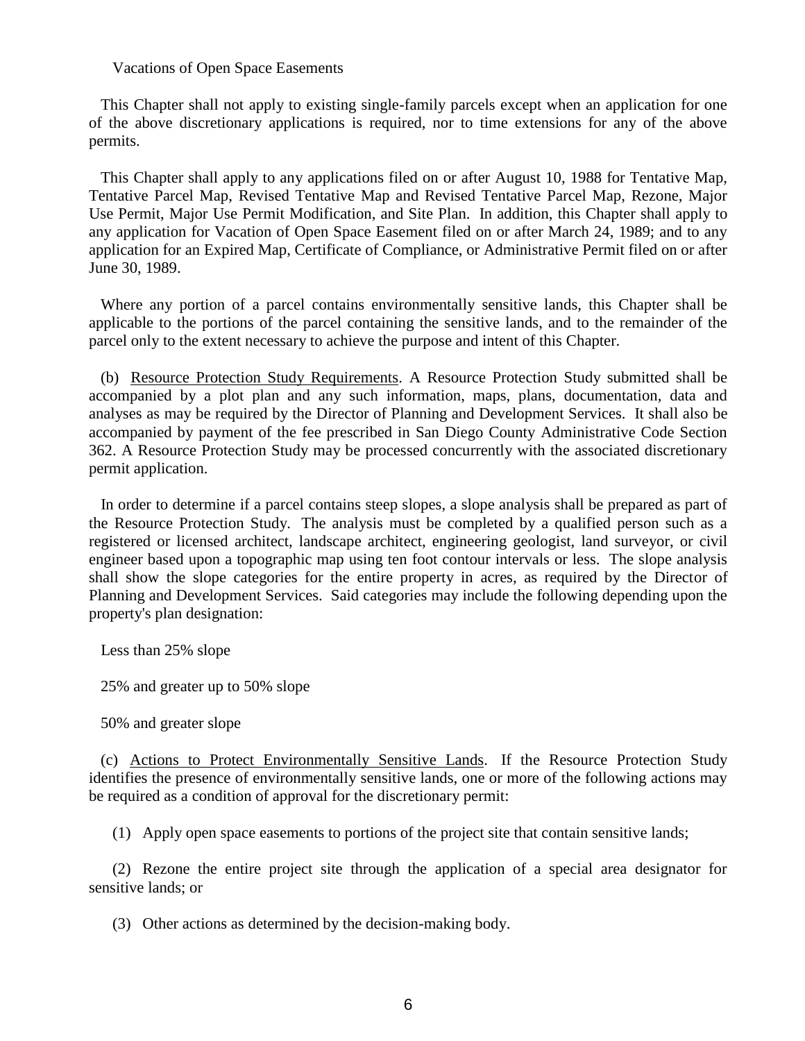Vacations of Open Space Easements

This Chapter shall not apply to existing single-family parcels except when an application for one of the above discretionary applications is required, nor to time extensions for any of the above permits.

This Chapter shall apply to any applications filed on or after August 10, 1988 for Tentative Map, Tentative Parcel Map, Revised Tentative Map and Revised Tentative Parcel Map, Rezone, Major Use Permit, Major Use Permit Modification, and Site Plan. In addition, this Chapter shall apply to any application for Vacation of Open Space Easement filed on or after March 24, 1989; and to any application for an Expired Map, Certificate of Compliance, or Administrative Permit filed on or after June 30, 1989.

Where any portion of a parcel contains environmentally sensitive lands, this Chapter shall be applicable to the portions of the parcel containing the sensitive lands, and to the remainder of the parcel only to the extent necessary to achieve the purpose and intent of this Chapter.

(b) Resource Protection Study Requirements. A Resource Protection Study submitted shall be accompanied by a plot plan and any such information, maps, plans, documentation, data and analyses as may be required by the Director of Planning and Development Services. It shall also be accompanied by payment of the fee prescribed in San Diego County Administrative Code Section 362. A Resource Protection Study may be processed concurrently with the associated discretionary permit application.

In order to determine if a parcel contains steep slopes, a slope analysis shall be prepared as part of the Resource Protection Study. The analysis must be completed by a qualified person such as a registered or licensed architect, landscape architect, engineering geologist, land surveyor, or civil engineer based upon a topographic map using ten foot contour intervals or less. The slope analysis shall show the slope categories for the entire property in acres, as required by the Director of Planning and Development Services. Said categories may include the following depending upon the property's plan designation:

Less than 25% slope

25% and greater up to 50% slope

50% and greater slope

(c) Actions to Protect Environmentally Sensitive Lands. If the Resource Protection Study identifies the presence of environmentally sensitive lands, one or more of the following actions may be required as a condition of approval for the discretionary permit:

(1) Apply open space easements to portions of the project site that contain sensitive lands;

(2) Rezone the entire project site through the application of a special area designator for sensitive lands; or

(3) Other actions as determined by the decision-making body.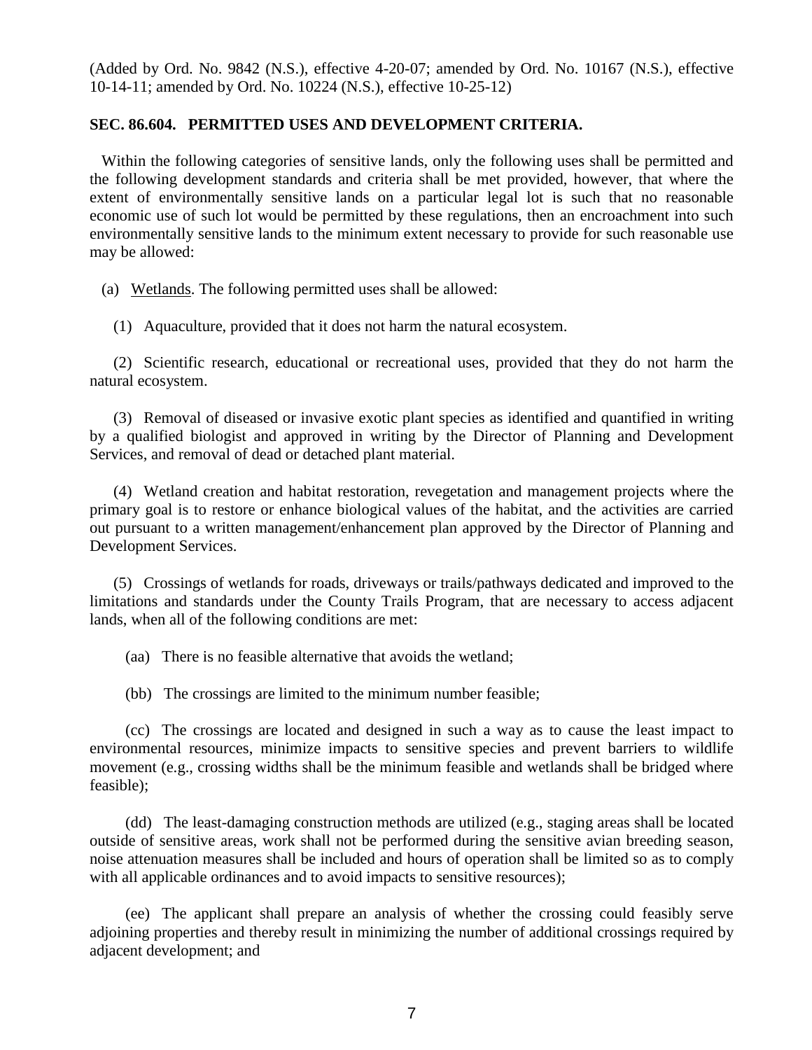(Added by Ord. No. 9842 (N.S.), effective 4-20-07; amended by Ord. No. 10167 (N.S.), effective 10-14-11; amended by Ord. No. 10224 (N.S.), effective 10-25-12)

**SEC. 86.604. PERMITTED USES AND DEVELOPMENT CRITERIA.**

Within the following categories of sensitive lands, only the following uses shall be permitted and the following development standards and criteria shall be met provided, however, that where the extent of environmentally sensitive lands on a particular legal lot is such that no reasonable economic use of such lot would be permitted by these regulations, then an encroachment into such environmentally sensitive lands to the minimum extent necessary to provide for such reasonable use may be allowed:

(a) Wetlands. The following permitted uses shall be allowed:

(1) Aquaculture, provided that it does not harm the natural ecosystem.

(2) Scientific research, educational or recreational uses, provided that they do not harm the natural ecosystem.

(3) Removal of diseased or invasive exotic plant species as identified and quantified in writing by a qualified biologist and approved in writing by the Director of Planning and Development Services, and removal of dead or detached plant material.

(4) Wetland creation and habitat restoration, revegetation and management projects where the primary goal is to restore or enhance biological values of the habitat, and the activities are carried out pursuant to a written management/enhancement plan approved by the Director of Planning and Development Services.

(5) Crossings of wetlands for roads, driveways or trails/pathways dedicated and improved to the limitations and standards under the County Trails Program, that are necessary to access adjacent lands, when all of the following conditions are met:

(aa) There is no feasible alternative that avoids the wetland;

(bb) The crossings are limited to the minimum number feasible;

(cc) The crossings are located and designed in such a way as to cause the least impact to environmental resources, minimize impacts to sensitive species and prevent barriers to wildlife movement (e.g., crossing widths shall be the minimum feasible and wetlands shall be bridged where feasible);

(dd) The least-damaging construction methods are utilized (e.g., staging areas shall be located outside of sensitive areas, work shall not be performed during the sensitive avian breeding season, noise attenuation measures shall be included and hours of operation shall be limited so as to comply with all applicable ordinances and to avoid impacts to sensitive resources);

(ee) The applicant shall prepare an analysis of whether the crossing could feasibly serve adjoining properties and thereby result in minimizing the number of additional crossings required by adjacent development; and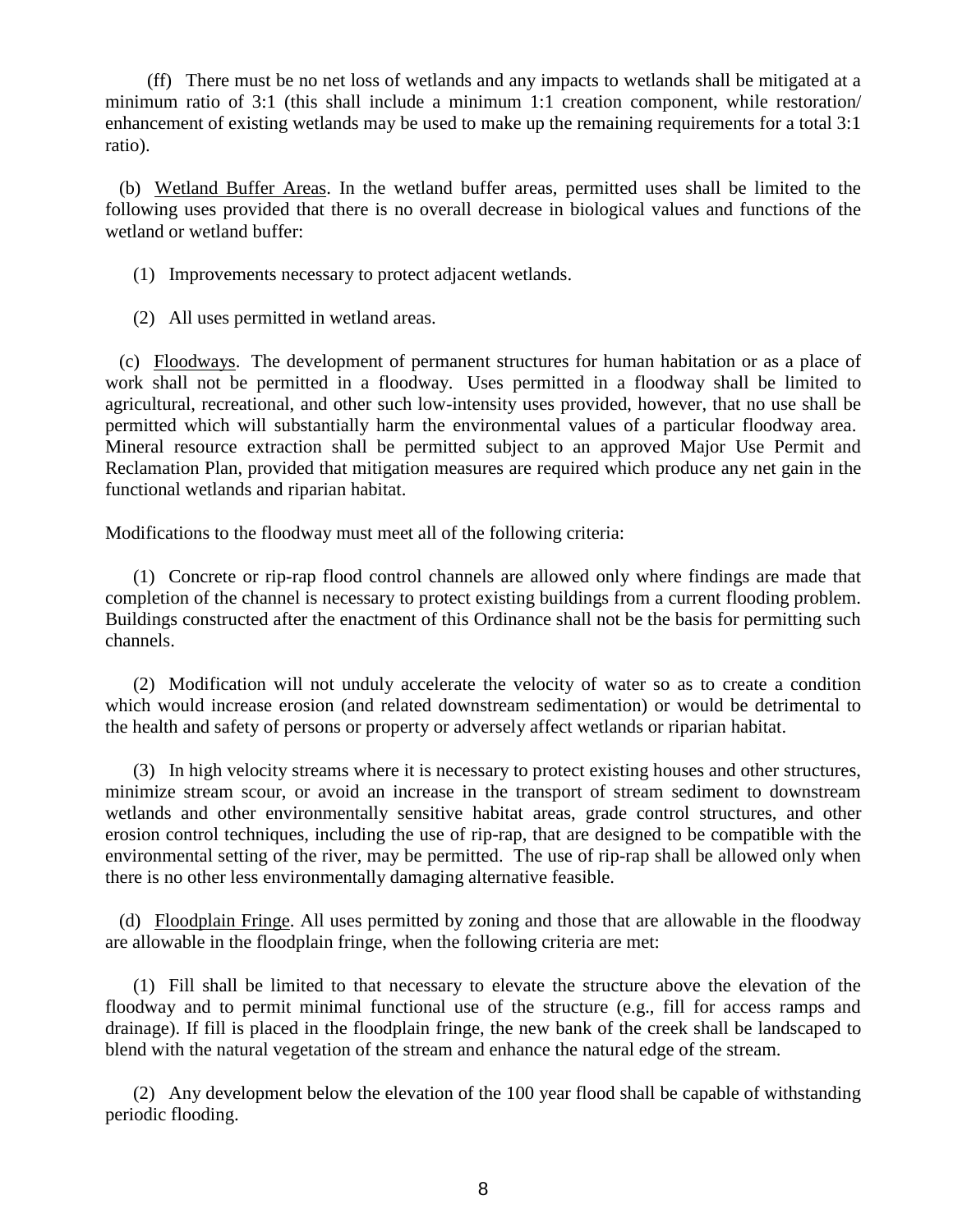(ff) There must be no net loss of wetlands and any impacts to wetlands shall be mitigated at a minimum ratio of 3:1 (this shall include a minimum 1:1 creation component, while restoration/ enhancement of existing wetlands may be used to make up the remaining requirements for a total 3:1 ratio).

(b) Wetland Buffer Areas. In the wetland buffer areas, permitted uses shall be limited to the following uses provided that there is no overall decrease in biological values and functions of the wetland or wetland buffer:

(1) Improvements necessary to protect adjacent wetlands.

(2) All uses permitted in wetland areas.

(c) Floodways. The development of permanent structures for human habitation or as a place of work shall not be permitted in a floodway. Uses permitted in a floodway shall be limited to agricultural, recreational, and other such low-intensity uses provided, however, that no use shall be permitted which will substantially harm the environmental values of a particular floodway area. Mineral resource extraction shall be permitted subject to an approved Major Use Permit and Reclamation Plan, provided that mitigation measures are required which produce any net gain in the functional wetlands and riparian habitat.

Modifications to the floodway must meet all of the following criteria:

(1) Concrete or rip-rap flood control channels are allowed only where findings are made that completion of the channel is necessary to protect existing buildings from a current flooding problem. Buildings constructed after the enactment of this Ordinance shall not be the basis for permitting such channels.

(2) Modification will not unduly accelerate the velocity of water so as to create a condition which would increase erosion (and related downstream sedimentation) or would be detrimental to the health and safety of persons or property or adversely affect wetlands or riparian habitat.

(3) In high velocity streams where it is necessary to protect existing houses and other structures, minimize stream scour, or avoid an increase in the transport of stream sediment to downstream wetlands and other environmentally sensitive habitat areas, grade control structures, and other erosion control techniques, including the use of rip-rap, that are designed to be compatible with the environmental setting of the river, may be permitted. The use of rip-rap shall be allowed only when there is no other less environmentally damaging alternative feasible.

(d) Floodplain Fringe. All uses permitted by zoning and those that are allowable in the floodway are allowable in the floodplain fringe, when the following criteria are met:

(1) Fill shall be limited to that necessary to elevate the structure above the elevation of the floodway and to permit minimal functional use of the structure (e.g., fill for access ramps and drainage). If fill is placed in the floodplain fringe, the new bank of the creek shall be landscaped to blend with the natural vegetation of the stream and enhance the natural edge of the stream.

(2) Any development below the elevation of the 100 year flood shall be capable of withstanding periodic flooding.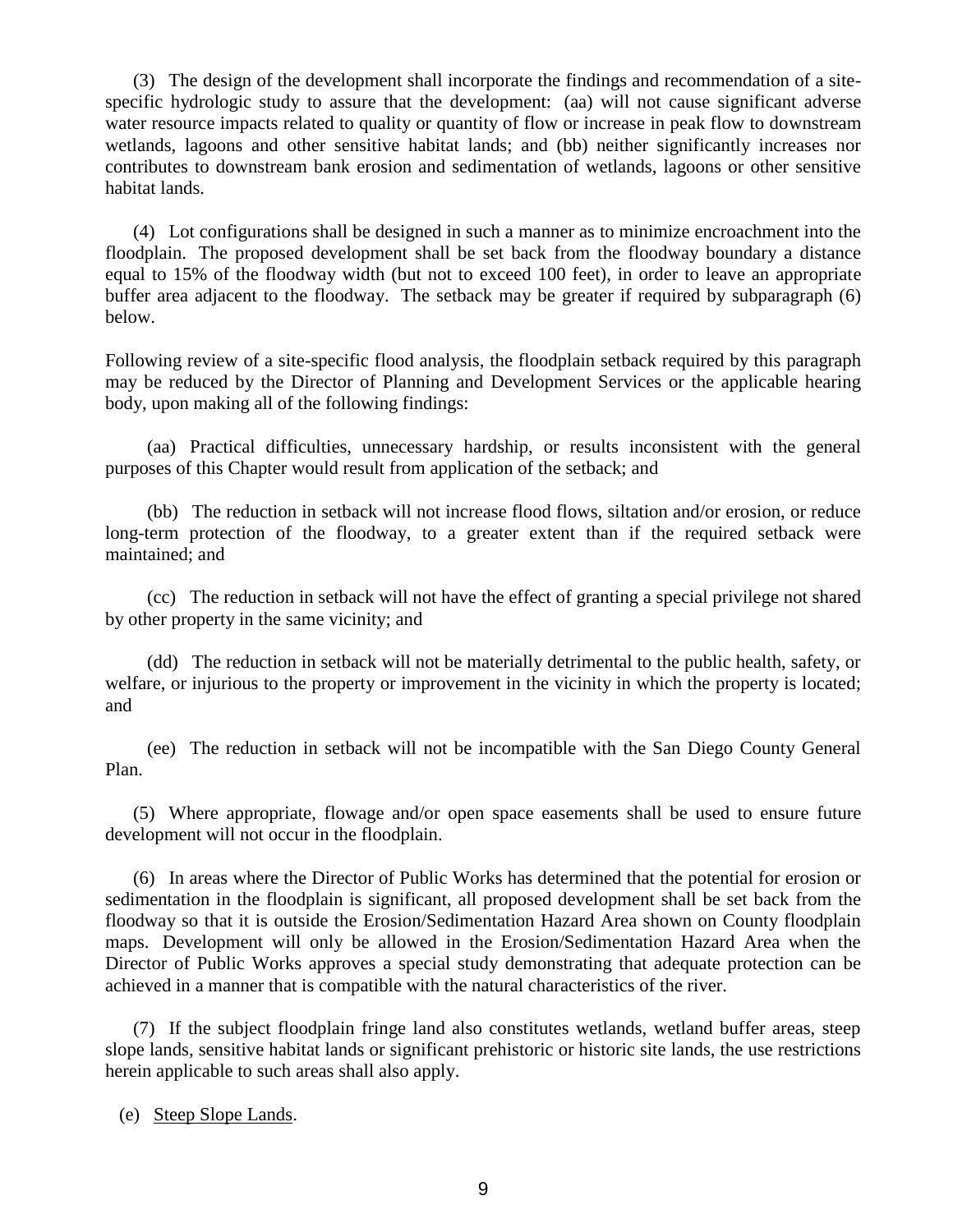(3) The design of the development shall incorporate the findings and recommendation of a site-specific hydrologic study to assure that the development: (aa) will not cause significant adverse water resource impacts related to quality or quantity of flow or increase in peak flow to downstream wetlands, lagoons and other sensitive habitat lands; and (bb) neither significantly increases nor contributes to downstream bank erosion and sedimentation of wetlands, lagoons or other sensitive habitat lands.

(4) Lot configurations shall be designed in such a manner as to minimize encroachment into the floodplain. The proposed development shall be set back from the floodway boundary a distance equal to 15% of the floodway width (but not to exceed 100 feet), in order to leave an appropriate buffer area adjacent to the floodway. The setback may be greater if required by subparagraph (6) below.

Following review of a site-specific flood analysis, the floodplain setback required by this paragraph may be reduced by the Director of Planning and Development Services or the applicable hearing body, upon making all of the following findings:

(aa) Practical difficulties, unnecessary hardship, or results inconsistent with the general purposes of this Chapter would result from application of the setback; and

(bb) The reduction in setback will not increase flood flows, siltation and/or erosion, or reduce long-term protection of the floodway, to a greater extent than if the required setback were maintained; and

(cc) The reduction in setback will not have the effect of granting a special privilege not shared by other property in the same vicinity; and

(dd) The reduction in setback will not be materially detrimental to the public health, safety, or welfare, or injurious to the property or improvement in the vicinity in which the property is located; and

(ee) The reduction in setback will not be incompatible with the San Diego County General Plan.

(5) Where appropriate, flowage and/or open space easements shall be used to ensure future development will not occur in the floodplain.

(6) In areas where the Director of Public Works has determined that the potential for erosion or sedimentation in the floodplain is significant, all proposed development shall be set back from the floodway so that it is outside the Erosion/Sedimentation Hazard Area shown on County floodplain maps. Development will only be allowed in the Erosion/Sedimentation Hazard Area when the Director of Public Works approves a special study demonstrating that adequate protection can be achieved in a manner that is compatible with the natural characteristics of the river.

(7) If the subject floodplain fringe land also constitutes wetlands, wetland buffer areas, steep slope lands, sensitive habitat lands or significant prehistoric or historic site lands, the use restrictions herein applicable to such areas shall also apply.

(e) Steep Slope Lands.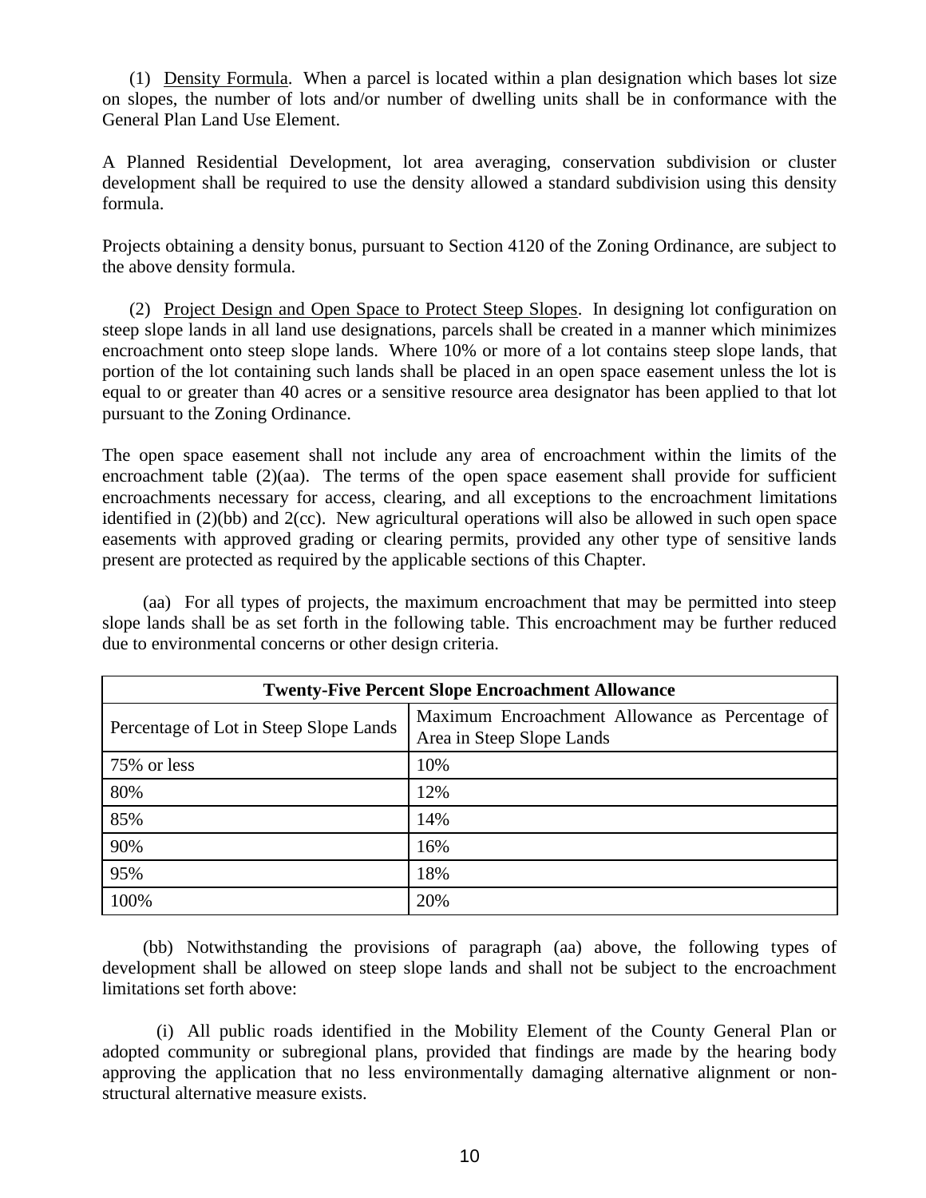(1) Density Formula. When a parcel is located within a plan designation which bases lot size on slopes, the number of lots and/or number of dwelling units shall be in conformance with the General Plan Land Use Element.

A Planned Residential Development, lot area averaging, conservation subdivision or cluster development shall be required to use the density allowed a standard subdivision using this density formula.

Projects obtaining a density bonus, pursuant to Section 4120 of the Zoning Ordinance, are subject to the above density formula.

(2) Project Design and Open Space to Protect Steep Slopes. In designing lot configuration on steep slope lands in all land use designations, parcels shall be created in a manner which minimizes encroachment onto steep slope lands. Where 10% or more of a lot contains steep slope lands, that portion of the lot containing such lands shall be placed in an open space easement unless the lot is equal to or greater than 40 acres or a sensitive resource area designator has been applied to that lot pursuant to the Zoning Ordinance.

The open space easement shall not include any area of encroachment within the limits of the encroachment table (2)(aa). The terms of the open space easement shall provide for sufficient encroachments necessary for access, clearing, and all exceptions to the encroachment limitations identified in (2)(bb) and 2(cc). New agricultural operations will also be allowed in such open space easements with approved grading or clearing permits, provided any other type of sensitive lands present are protected as required by the applicable sections of this Chapter.

(aa) For all types of projects, the maximum encroachment that may be permitted into steep slope lands shall be as set forth in the following table. This encroachment may be further reduced due to environmental concerns or other design criteria.

| **Twenty-Five Percent Slope Encroachment Allowance** | |
|---|---|
| Percentage of Lot in Steep Slope Lands | Maximum Encroachment Allowance as Percentage of Area in Steep Slope Lands |
| 75% or less | 10% |
| 80% | 12% |
| 85% | 14% |
| 90% | 16% |
| 95% | 18% |
| 100% | 20% |

(bb) Notwithstanding the provisions of paragraph (aa) above, the following types of development shall be allowed on steep slope lands and shall not be subject to the encroachment limitations set forth above:

(i) All public roads identified in the Mobility Element of the County General Plan or adopted community or subregional plans, provided that findings are made by the hearing body approving the application that no less environmentally damaging alternative alignment or non-structural alternative measure exists.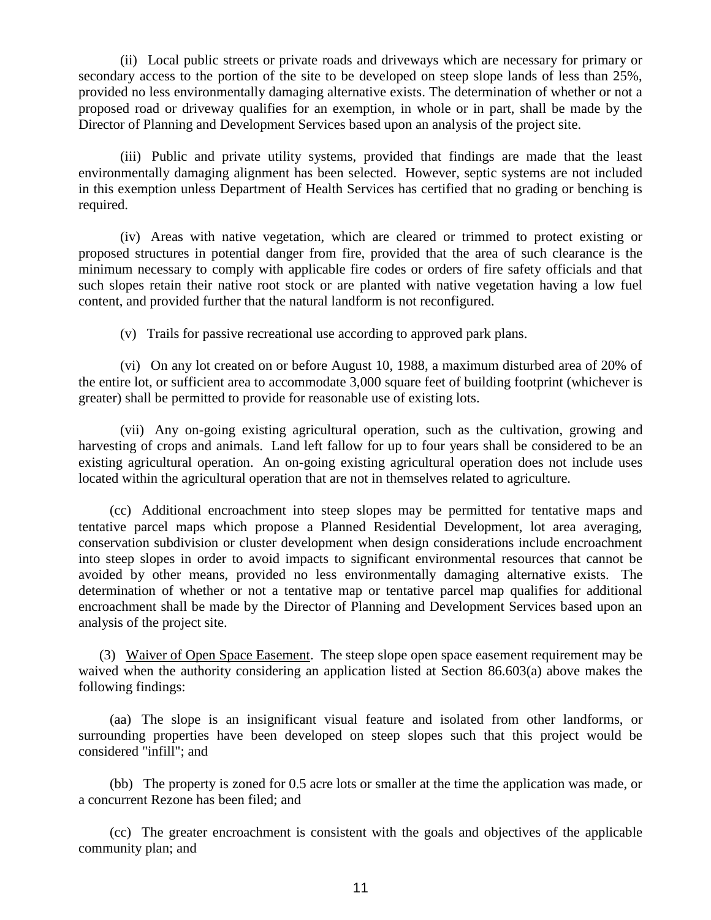(ii) Local public streets or private roads and driveways which are necessary for primary or secondary access to the portion of the site to be developed on steep slope lands of less than 25%, provided no less environmentally damaging alternative exists. The determination of whether or not a proposed road or driveway qualifies for an exemption, in whole or in part, shall be made by the Director of Planning and Development Services based upon an analysis of the project site.

(iii) Public and private utility systems, provided that findings are made that the least environmentally damaging alignment has been selected. However, septic systems are not included in this exemption unless Department of Health Services has certified that no grading or benching is required.

(iv) Areas with native vegetation, which are cleared or trimmed to protect existing or proposed structures in potential danger from fire, provided that the area of such clearance is the minimum necessary to comply with applicable fire codes or orders of fire safety officials and that such slopes retain their native root stock or are planted with native vegetation having a low fuel content, and provided further that the natural landform is not reconfigured.

(v) Trails for passive recreational use according to approved park plans.

(vi) On any lot created on or before August 10, 1988, a maximum disturbed area of 20% of the entire lot, or sufficient area to accommodate 3,000 square feet of building footprint (whichever is greater) shall be permitted to provide for reasonable use of existing lots.

(vii) Any on-going existing agricultural operation, such as the cultivation, growing and harvesting of crops and animals. Land left fallow for up to four years shall be considered to be an existing agricultural operation. An on-going existing agricultural operation does not include uses located within the agricultural operation that are not in themselves related to agriculture.

(cc) Additional encroachment into steep slopes may be permitted for tentative maps and tentative parcel maps which propose a Planned Residential Development, lot area averaging, conservation subdivision or cluster development when design considerations include encroachment into steep slopes in order to avoid impacts to significant environmental resources that cannot be avoided by other means, provided no less environmentally damaging alternative exists. The determination of whether or not a tentative map or tentative parcel map qualifies for additional encroachment shall be made by the Director of Planning and Development Services based upon an analysis of the project site.

(3) Waiver of Open Space Easement. The steep slope open space easement requirement may be waived when the authority considering an application listed at Section 86.603(a) above makes the following findings:

(aa) The slope is an insignificant visual feature and isolated from other landforms, or surrounding properties have been developed on steep slopes such that this project would be considered "infill"; and

(bb) The property is zoned for 0.5 acre lots or smaller at the time the application was made, or a concurrent Rezone has been filed; and

(cc) The greater encroachment is consistent with the goals and objectives of the applicable community plan; and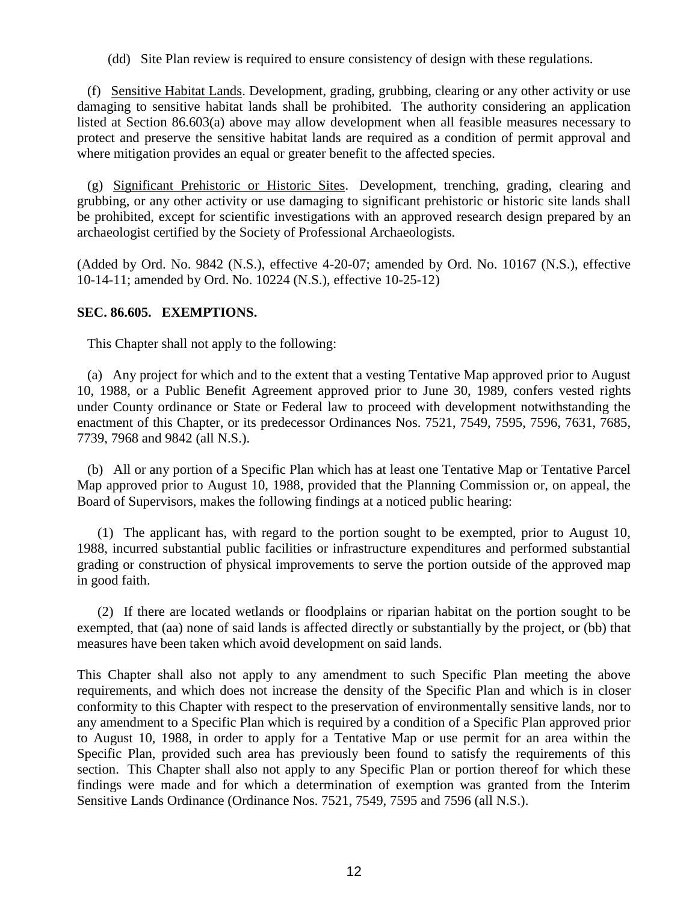(dd) Site Plan review is required to ensure consistency of design with these regulations.

(f) Sensitive Habitat Lands. Development, grading, grubbing, clearing or any other activity or use damaging to sensitive habitat lands shall be prohibited. The authority considering an application listed at Section 86.603(a) above may allow development when all feasible measures necessary to protect and preserve the sensitive habitat lands are required as a condition of permit approval and where mitigation provides an equal or greater benefit to the affected species.

(g) Significant Prehistoric or Historic Sites. Development, trenching, grading, clearing and grubbing, or any other activity or use damaging to significant prehistoric or historic site lands shall be prohibited, except for scientific investigations with an approved research design prepared by an archaeologist certified by the Society of Professional Archaeologists.

(Added by Ord. No. 9842 (N.S.), effective 4-20-07; amended by Ord. No. 10167 (N.S.), effective 10-14-11; amended by Ord. No. 10224 (N.S.), effective 10-25-12)

**SEC. 86.605. EXEMPTIONS.**

This Chapter shall not apply to the following:

(a) Any project for which and to the extent that a vesting Tentative Map approved prior to August 10, 1988, or a Public Benefit Agreement approved prior to June 30, 1989, confers vested rights under County ordinance or State or Federal law to proceed with development notwithstanding the enactment of this Chapter, or its predecessor Ordinances Nos. 7521, 7549, 7595, 7596, 7631, 7685, 7739, 7968 and 9842 (all N.S.).

(b) All or any portion of a Specific Plan which has at least one Tentative Map or Tentative Parcel Map approved prior to August 10, 1988, provided that the Planning Commission or, on appeal, the Board of Supervisors, makes the following findings at a noticed public hearing:

(1) The applicant has, with regard to the portion sought to be exempted, prior to August 10, 1988, incurred substantial public facilities or infrastructure expenditures and performed substantial grading or construction of physical improvements to serve the portion outside of the approved map in good faith.

(2) If there are located wetlands or floodplains or riparian habitat on the portion sought to be exempted, that (aa) none of said lands is affected directly or substantially by the project, or (bb) that measures have been taken which avoid development on said lands.

This Chapter shall also not apply to any amendment to such Specific Plan meeting the above requirements, and which does not increase the density of the Specific Plan and which is in closer conformity to this Chapter with respect to the preservation of environmentally sensitive lands, nor to any amendment to a Specific Plan which is required by a condition of a Specific Plan approved prior to August 10, 1988, in order to apply for a Tentative Map or use permit for an area within the Specific Plan, provided such area has previously been found to satisfy the requirements of this section. This Chapter shall also not apply to any Specific Plan or portion thereof for which these findings were made and for which a determination of exemption was granted from the Interim Sensitive Lands Ordinance (Ordinance Nos. 7521, 7549, 7595 and 7596 (all N.S.).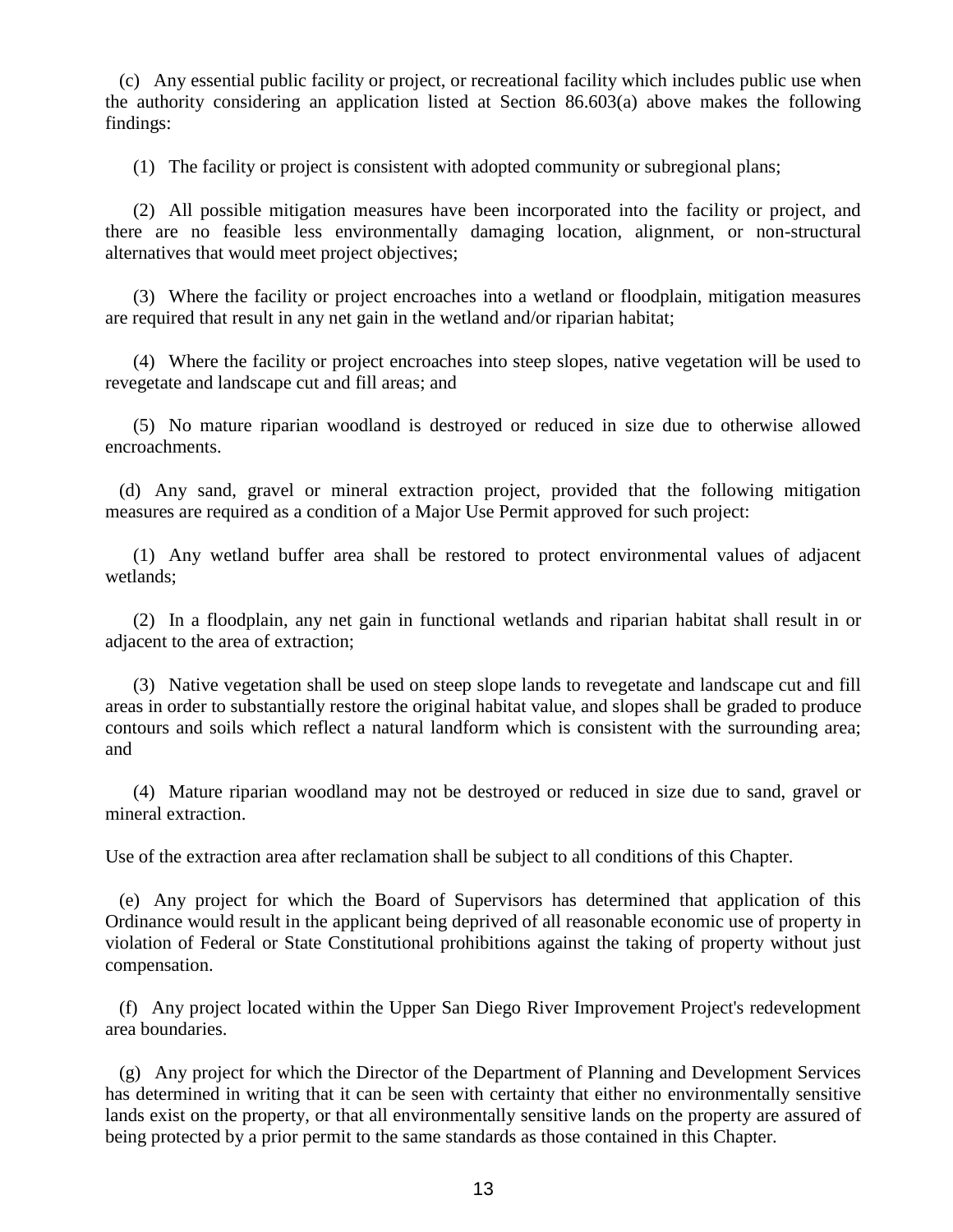(c) Any essential public facility or project, or recreational facility which includes public use when the authority considering an application listed at Section 86.603(a) above makes the following findings:

(1) The facility or project is consistent with adopted community or subregional plans;

(2) All possible mitigation measures have been incorporated into the facility or project, and there are no feasible less environmentally damaging location, alignment, or non-structural alternatives that would meet project objectives;

(3) Where the facility or project encroaches into a wetland or floodplain, mitigation measures are required that result in any net gain in the wetland and/or riparian habitat;

(4) Where the facility or project encroaches into steep slopes, native vegetation will be used to revegetate and landscape cut and fill areas; and

(5) No mature riparian woodland is destroyed or reduced in size due to otherwise allowed encroachments.

(d) Any sand, gravel or mineral extraction project, provided that the following mitigation measures are required as a condition of a Major Use Permit approved for such project:

(1) Any wetland buffer area shall be restored to protect environmental values of adjacent wetlands;

(2) In a floodplain, any net gain in functional wetlands and riparian habitat shall result in or adjacent to the area of extraction;

(3) Native vegetation shall be used on steep slope lands to revegetate and landscape cut and fill areas in order to substantially restore the original habitat value, and slopes shall be graded to produce contours and soils which reflect a natural landform which is consistent with the surrounding area; and

(4) Mature riparian woodland may not be destroyed or reduced in size due to sand, gravel or mineral extraction.

Use of the extraction area after reclamation shall be subject to all conditions of this Chapter.

(e) Any project for which the Board of Supervisors has determined that application of this Ordinance would result in the applicant being deprived of all reasonable economic use of property in violation of Federal or State Constitutional prohibitions against the taking of property without just compensation.

(f) Any project located within the Upper San Diego River Improvement Project's redevelopment area boundaries.

(g) Any project for which the Director of the Department of Planning and Development Services has determined in writing that it can be seen with certainty that either no environmentally sensitive lands exist on the property, or that all environmentally sensitive lands on the property are assured of being protected by a prior permit to the same standards as those contained in this Chapter.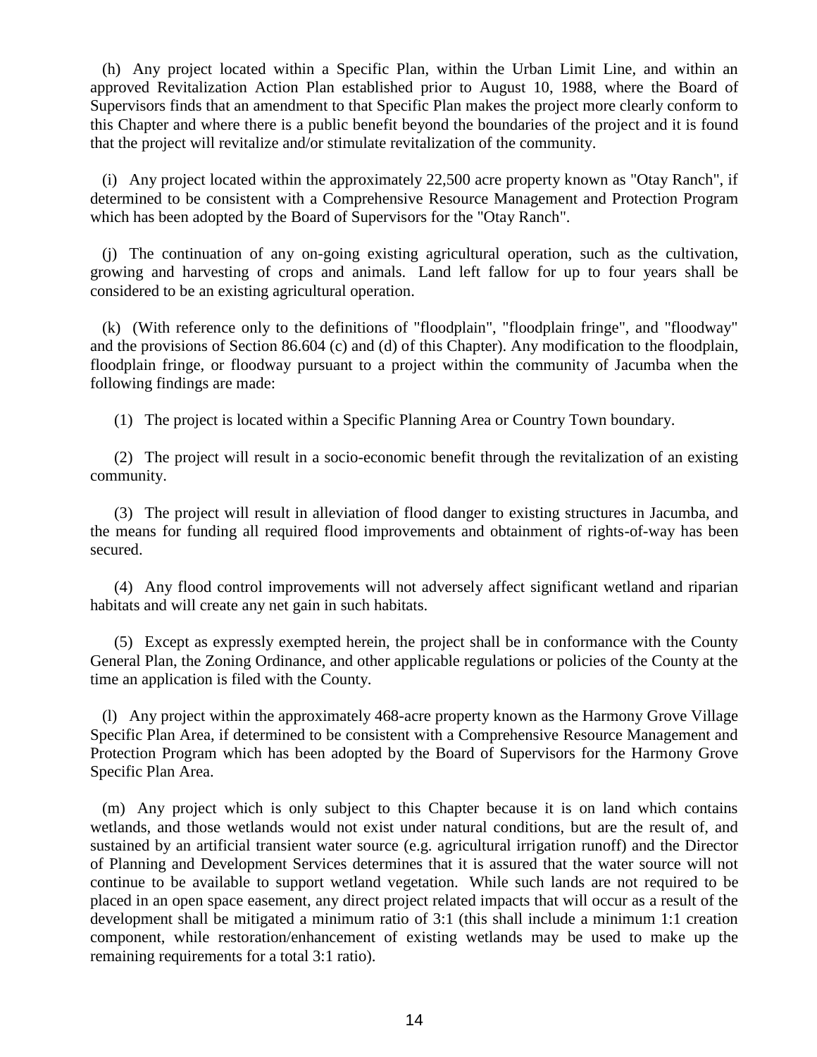(h) Any project located within a Specific Plan, within the Urban Limit Line, and within an approved Revitalization Action Plan established prior to August 10, 1988, where the Board of Supervisors finds that an amendment to that Specific Plan makes the project more clearly conform to this Chapter and where there is a public benefit beyond the boundaries of the project and it is found that the project will revitalize and/or stimulate revitalization of the community.

(i) Any project located within the approximately 22,500 acre property known as "Otay Ranch", if determined to be consistent with a Comprehensive Resource Management and Protection Program which has been adopted by the Board of Supervisors for the "Otay Ranch".

(j) The continuation of any on-going existing agricultural operation, such as the cultivation, growing and harvesting of crops and animals. Land left fallow for up to four years shall be considered to be an existing agricultural operation.

(k) (With reference only to the definitions of "floodplain", "floodplain fringe", and "floodway" and the provisions of Section 86.604 (c) and (d) of this Chapter). Any modification to the floodplain, floodplain fringe, or floodway pursuant to a project within the community of Jacumba when the following findings are made:

(1) The project is located within a Specific Planning Area or Country Town boundary.

(2) The project will result in a socio-economic benefit through the revitalization of an existing community.

(3) The project will result in alleviation of flood danger to existing structures in Jacumba, and the means for funding all required flood improvements and obtainment of rights-of-way has been secured.

(4) Any flood control improvements will not adversely affect significant wetland and riparian habitats and will create any net gain in such habitats.

(5) Except as expressly exempted herein, the project shall be in conformance with the County General Plan, the Zoning Ordinance, and other applicable regulations or policies of the County at the time an application is filed with the County.

(l) Any project within the approximately 468-acre property known as the Harmony Grove Village Specific Plan Area, if determined to be consistent with a Comprehensive Resource Management and Protection Program which has been adopted by the Board of Supervisors for the Harmony Grove Specific Plan Area.

(m) Any project which is only subject to this Chapter because it is on land which contains wetlands, and those wetlands would not exist under natural conditions, but are the result of, and sustained by an artificial transient water source (e.g. agricultural irrigation runoff) and the Director of Planning and Development Services determines that it is assured that the water source will not continue to be available to support wetland vegetation. While such lands are not required to be placed in an open space easement, any direct project related impacts that will occur as a result of the development shall be mitigated a minimum ratio of 3:1 (this shall include a minimum 1:1 creation component, while restoration/enhancement of existing wetlands may be used to make up the remaining requirements for a total 3:1 ratio).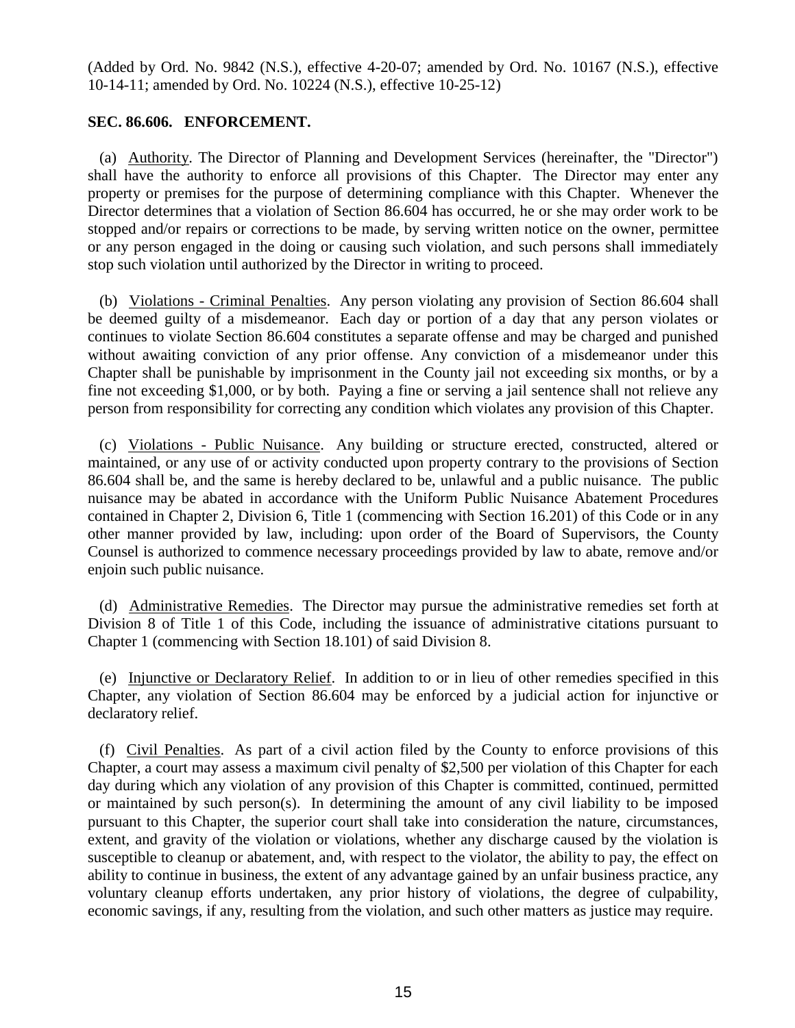(Added by Ord. No. 9842 (N.S.), effective 4-20-07; amended by Ord. No. 10167 (N.S.), effective 10-14-11; amended by Ord. No. 10224 (N.S.), effective 10-25-12)

**SEC. 86.606. ENFORCEMENT.**

(a) Authority. The Director of Planning and Development Services (hereinafter, the "Director") shall have the authority to enforce all provisions of this Chapter. The Director may enter any property or premises for the purpose of determining compliance with this Chapter. Whenever the Director determines that a violation of Section 86.604 has occurred, he or she may order work to be stopped and/or repairs or corrections to be made, by serving written notice on the owner, permittee or any person engaged in the doing or causing such violation, and such persons shall immediately stop such violation until authorized by the Director in writing to proceed.

(b) Violations - Criminal Penalties. Any person violating any provision of Section 86.604 shall be deemed guilty of a misdemeanor. Each day or portion of a day that any person violates or continues to violate Section 86.604 constitutes a separate offense and may be charged and punished without awaiting conviction of any prior offense. Any conviction of a misdemeanor under this Chapter shall be punishable by imprisonment in the County jail not exceeding six months, or by a fine not exceeding $1,000, or by both. Paying a fine or serving a jail sentence shall not relieve any person from responsibility for correcting any condition which violates any provision of this Chapter.

(c) Violations - Public Nuisance. Any building or structure erected, constructed, altered or maintained, or any use of or activity conducted upon property contrary to the provisions of Section 86.604 shall be, and the same is hereby declared to be, unlawful and a public nuisance. The public nuisance may be abated in accordance with the Uniform Public Nuisance Abatement Procedures contained in Chapter 2, Division 6, Title 1 (commencing with Section 16.201) of this Code or in any other manner provided by law, including: upon order of the Board of Supervisors, the County Counsel is authorized to commence necessary proceedings provided by law to abate, remove and/or enjoin such public nuisance.

(d) Administrative Remedies. The Director may pursue the administrative remedies set forth at Division 8 of Title 1 of this Code, including the issuance of administrative citations pursuant to Chapter 1 (commencing with Section 18.101) of said Division 8.

(e) Injunctive or Declaratory Relief. In addition to or in lieu of other remedies specified in this Chapter, any violation of Section 86.604 may be enforced by a judicial action for injunctive or declaratory relief.

(f) Civil Penalties. As part of a civil action filed by the County to enforce provisions of this Chapter, a court may assess a maximum civil penalty of $2,500 per violation of this Chapter for each day during which any violation of any provision of this Chapter is committed, continued, permitted or maintained by such person(s). In determining the amount of any civil liability to be imposed pursuant to this Chapter, the superior court shall take into consideration the nature, circumstances, extent, and gravity of the violation or violations, whether any discharge caused by the violation is susceptible to cleanup or abatement, and, with respect to the violator, the ability to pay, the effect on ability to continue in business, the extent of any advantage gained by an unfair business practice, any voluntary cleanup efforts undertaken, any prior history of violations, the degree of culpability, economic savings, if any, resulting from the violation, and such other matters as justice may require.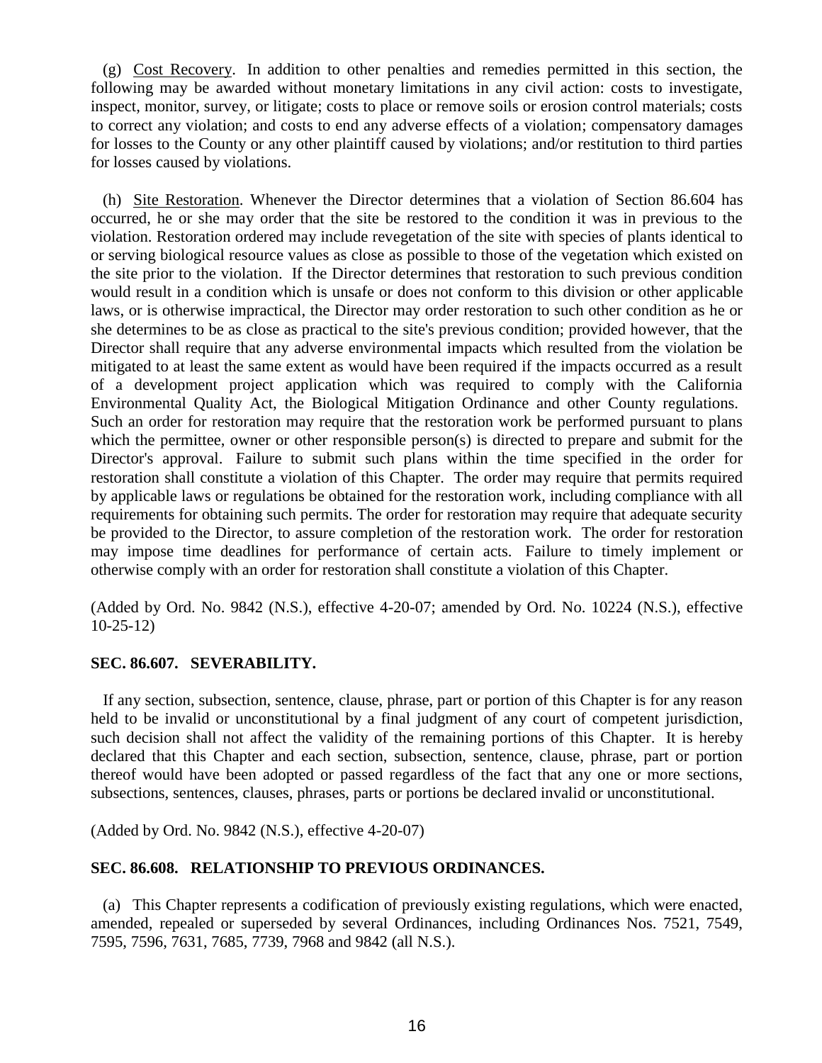(g) Cost Recovery. In addition to other penalties and remedies permitted in this section, the following may be awarded without monetary limitations in any civil action: costs to investigate, inspect, monitor, survey, or litigate; costs to place or remove soils or erosion control materials; costs to correct any violation; and costs to end any adverse effects of a violation; compensatory damages for losses to the County or any other plaintiff caused by violations; and/or restitution to third parties for losses caused by violations.

(h) Site Restoration. Whenever the Director determines that a violation of Section 86.604 has occurred, he or she may order that the site be restored to the condition it was in previous to the violation. Restoration ordered may include revegetation of the site with species of plants identical to or serving biological resource values as close as possible to those of the vegetation which existed on the site prior to the violation. If the Director determines that restoration to such previous condition would result in a condition which is unsafe or does not conform to this division or other applicable laws, or is otherwise impractical, the Director may order restoration to such other condition as he or she determines to be as close as practical to the site's previous condition; provided however, that the Director shall require that any adverse environmental impacts which resulted from the violation be mitigated to at least the same extent as would have been required if the impacts occurred as a result of a development project application which was required to comply with the California Environmental Quality Act, the Biological Mitigation Ordinance and other County regulations. Such an order for restoration may require that the restoration work be performed pursuant to plans which the permittee, owner or other responsible person(s) is directed to prepare and submit for the Director's approval. Failure to submit such plans within the time specified in the order for restoration shall constitute a violation of this Chapter. The order may require that permits required by applicable laws or regulations be obtained for the restoration work, including compliance with all requirements for obtaining such permits. The order for restoration may require that adequate security be provided to the Director, to assure completion of the restoration work. The order for restoration may impose time deadlines for performance of certain acts. Failure to timely implement or otherwise comply with an order for restoration shall constitute a violation of this Chapter.

(Added by Ord. No. 9842 (N.S.), effective 4-20-07; amended by Ord. No. 10224 (N.S.), effective 10-25-12)

**SEC. 86.607. SEVERABILITY.**

If any section, subsection, sentence, clause, phrase, part or portion of this Chapter is for any reason held to be invalid or unconstitutional by a final judgment of any court of competent jurisdiction, such decision shall not affect the validity of the remaining portions of this Chapter. It is hereby declared that this Chapter and each section, subsection, sentence, clause, phrase, part or portion thereof would have been adopted or passed regardless of the fact that any one or more sections, subsections, sentences, clauses, phrases, parts or portions be declared invalid or unconstitutional.

(Added by Ord. No. 9842 (N.S.), effective 4-20-07)

**SEC. 86.608. RELATIONSHIP TO PREVIOUS ORDINANCES.**

(a) This Chapter represents a codification of previously existing regulations, which were enacted, amended, repealed or superseded by several Ordinances, including Ordinances Nos. 7521, 7549, 7595, 7596, 7631, 7685, 7739, 7968 and 9842 (all N.S.).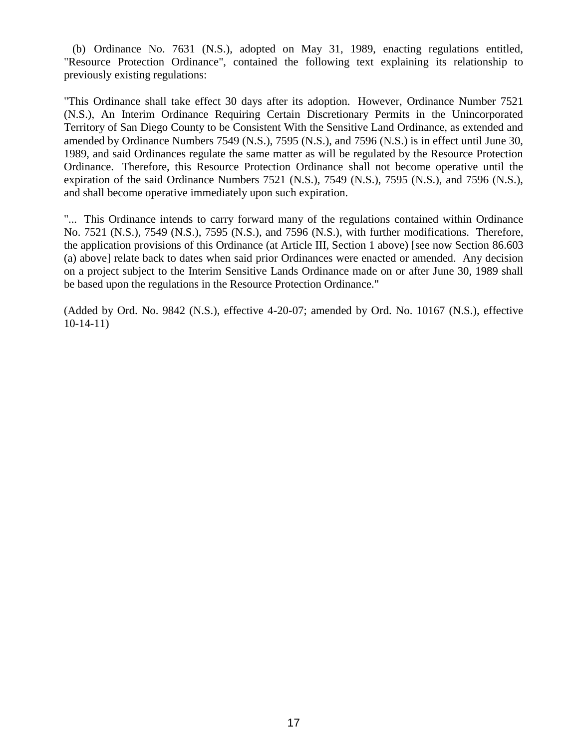(b) Ordinance No. 7631 (N.S.), adopted on May 31, 1989, enacting regulations entitled, "Resource Protection Ordinance", contained the following text explaining its relationship to previously existing regulations:

"This Ordinance shall take effect 30 days after its adoption. However, Ordinance Number 7521 (N.S.), An Interim Ordinance Requiring Certain Discretionary Permits in the Unincorporated Territory of San Diego County to be Consistent With the Sensitive Land Ordinance, as extended and amended by Ordinance Numbers 7549 (N.S.), 7595 (N.S.), and 7596 (N.S.) is in effect until June 30, 1989, and said Ordinances regulate the same matter as will be regulated by the Resource Protection Ordinance. Therefore, this Resource Protection Ordinance shall not become operative until the expiration of the said Ordinance Numbers 7521 (N.S.), 7549 (N.S.), 7595 (N.S.), and 7596 (N.S.), and shall become operative immediately upon such expiration.

"... This Ordinance intends to carry forward many of the regulations contained within Ordinance No. 7521 (N.S.), 7549 (N.S.), 7595 (N.S.), and 7596 (N.S.), with further modifications. Therefore, the application provisions of this Ordinance (at Article III, Section 1 above) [see now Section 86.603 (a) above] relate back to dates when said prior Ordinances were enacted or amended. Any decision on a project subject to the Interim Sensitive Lands Ordinance made on or after June 30, 1989 shall be based upon the regulations in the Resource Protection Ordinance."

(Added by Ord. No. 9842 (N.S.), effective 4-20-07; amended by Ord. No. 10167 (N.S.), effective 10-14-11)